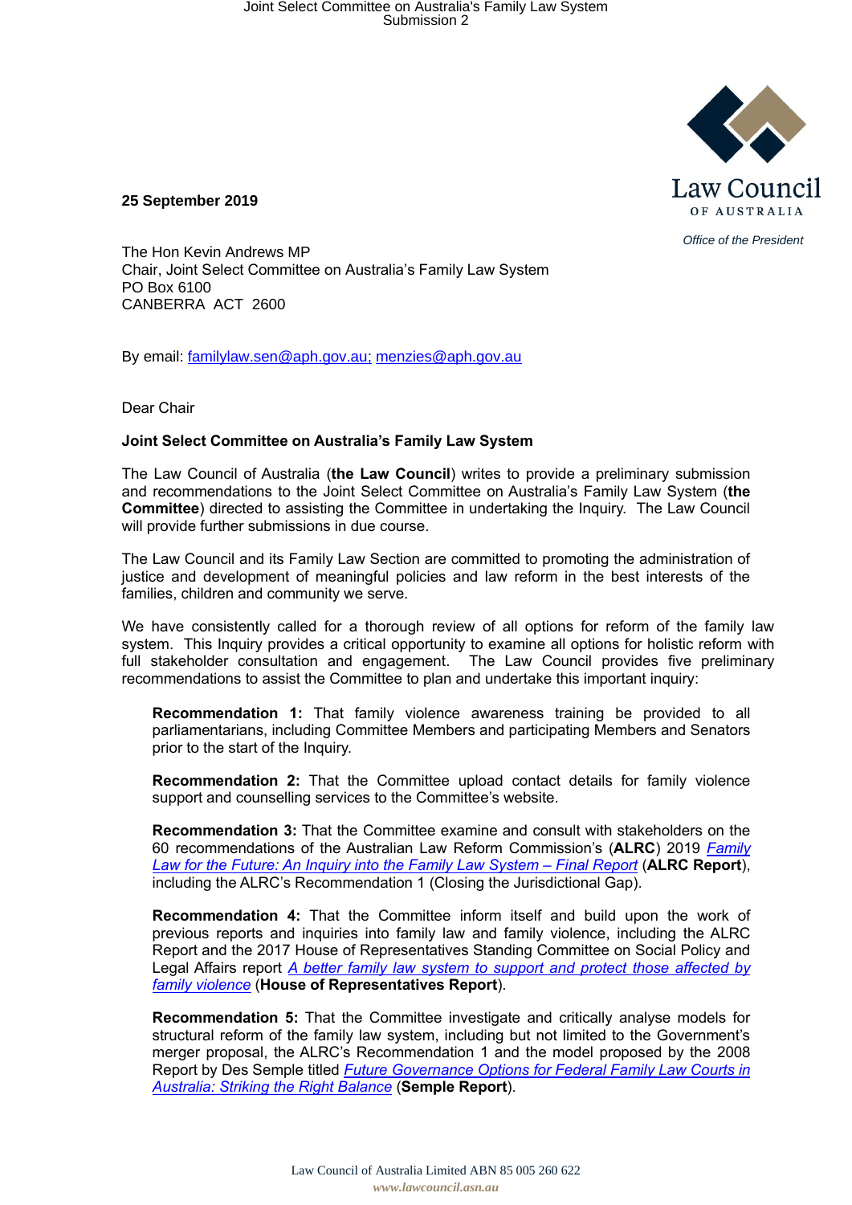Law Council OF AUSTRALIA

*Office of the President*

**25 September 2019**

The Hon Kevin Andrews MP
Chair, Joint Select Committee on Australia's Family Law System
PO Box 6100
CANBERRA ACT 2600

By email: familylaw.sen@aph.gov.au; menzies@aph.gov.au

Dear Chair

**Joint Select Committee on Australia's Family Law System**

The Law Council of Australia (**the Law Council**) writes to provide a preliminary submission and recommendations to the Joint Select Committee on Australia's Family Law System (**the Committee**) directed to assisting the Committee in undertaking the Inquiry. The Law Council will provide further submissions in due course.

The Law Council and its Family Law Section are committed to promoting the administration of justice and development of meaningful policies and law reform in the best interests of the families, children and community we serve.

We have consistently called for a thorough review of all options for reform of the family law system. This Inquiry provides a critical opportunity to examine all options for holistic reform with full stakeholder consultation and engagement. The Law Council provides five preliminary recommendations to assist the Committee to plan and undertake this important inquiry:

> **Recommendation 1:** That family violence awareness training be provided to all parliamentarians, including Committee Members and participating Members and Senators prior to the start of the Inquiry.
>
> **Recommendation 2:** That the Committee upload contact details for family violence support and counselling services to the Committee's website.
>
> **Recommendation 3:** That the Committee examine and consult with stakeholders on the 60 recommendations of the Australian Law Reform Commission's (**ALRC**) 2019 *Family Law for the Future: An Inquiry into the Family Law System – Final Report* (**ALRC Report**), including the ALRC's Recommendation 1 (Closing the Jurisdictional Gap).
>
> **Recommendation 4:** That the Committee inform itself and build upon the work of previous reports and inquiries into family law and family violence, including the ALRC Report and the 2017 House of Representatives Standing Committee on Social Policy and Legal Affairs report *A better family law system to support and protect those affected by family violence* (**House of Representatives Report**).
>
> **Recommendation 5:** That the Committee investigate and critically analyse models for structural reform of the family law system, including but not limited to the Government's merger proposal, the ALRC's Recommendation 1 and the model proposed by the 2008 Report by Des Semple titled *Future Governance Options for Federal Family Law Courts in Australia: Striking the Right Balance* (**Semple Report**).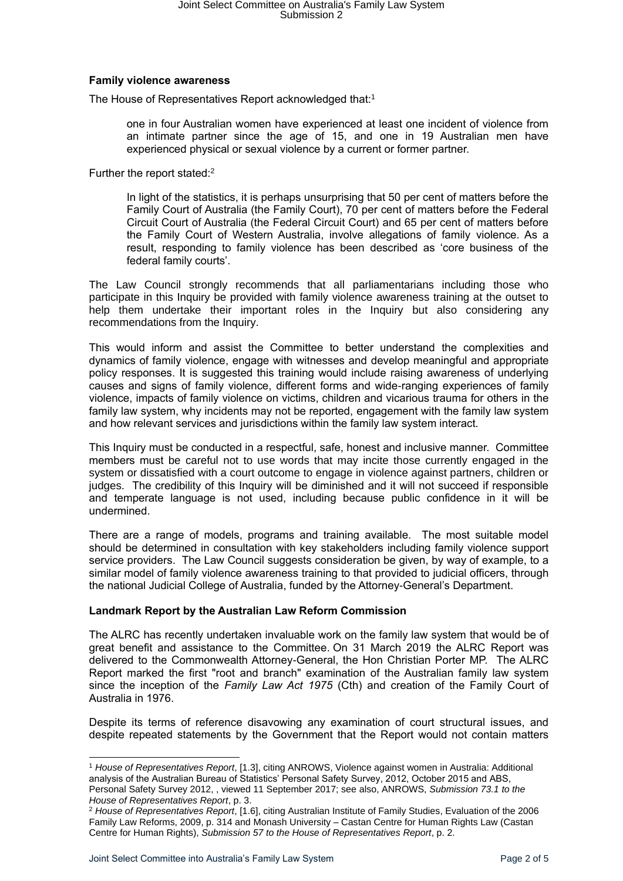## Family violence awareness

The House of Representatives Report acknowledged that:[1]

> one in four Australian women have experienced at least one incident of violence from an intimate partner since the age of 15, and one in 19 Australian men have experienced physical or sexual violence by a current or former partner.

Further the report stated:[2]

> In light of the statistics, it is perhaps unsurprising that 50 per cent of matters before the Family Court of Australia (the Family Court), 70 per cent of matters before the Federal Circuit Court of Australia (the Federal Circuit Court) and 65 per cent of matters before the Family Court of Western Australia, involve allegations of family violence. As a result, responding to family violence has been described as 'core business of the federal family courts'.

The Law Council strongly recommends that all parliamentarians including those who participate in this Inquiry be provided with family violence awareness training at the outset to help them undertake their important roles in the Inquiry but also considering any recommendations from the Inquiry.

This would inform and assist the Committee to better understand the complexities and dynamics of family violence, engage with witnesses and develop meaningful and appropriate policy responses. It is suggested this training would include raising awareness of underlying causes and signs of family violence, different forms and wide-ranging experiences of family violence, impacts of family violence on victims, children and vicarious trauma for others in the family law system, why incidents may not be reported, engagement with the family law system and how relevant services and jurisdictions within the family law system interact.

This Inquiry must be conducted in a respectful, safe, honest and inclusive manner. Committee members must be careful not to use words that may incite those currently engaged in the system or dissatisfied with a court outcome to engage in violence against partners, children or judges. The credibility of this Inquiry will be diminished and it will not succeed if responsible and temperate language is not used, including because public confidence in it will be undermined.

There are a range of models, programs and training available. The most suitable model should be determined in consultation with key stakeholders including family violence support service providers. The Law Council suggests consideration be given, by way of example, to a similar model of family violence awareness training to that provided to judicial officers, through the national Judicial College of Australia, funded by the Attorney-General's Department.

## Landmark Report by the Australian Law Reform Commission

The ALRC has recently undertaken invaluable work on the family law system that would be of great benefit and assistance to the Committee. On 31 March 2019 the ALRC Report was delivered to the Commonwealth Attorney-General, the Hon Christian Porter MP. The ALRC Report marked the first "root and branch" examination of the Australian family law system since the inception of the *Family Law Act 1975* (Cth) and creation of the Family Court of Australia in 1976.

Despite its terms of reference disavowing any examination of court structural issues, and despite repeated statements by the Government that the Report would not contain matters

---

[1] *House of Representatives Report*, [1.3], citing ANROWS, Violence against women in Australia: Additional analysis of the Australian Bureau of Statistics' Personal Safety Survey, 2012, October 2015 and ABS, Personal Safety Survey 2012, , viewed 11 September 2017; see also, ANROWS, *Submission 73.1 to the House of Representatives Report*, p. 3.

[2] *House of Representatives Report*, [1.6], citing Australian Institute of Family Studies, Evaluation of the 2006 Family Law Reforms, 2009, p. 314 and Monash University – Castan Centre for Human Rights Law (Castan Centre for Human Rights), *Submission 57 to the House of Representatives Report*, p. 2.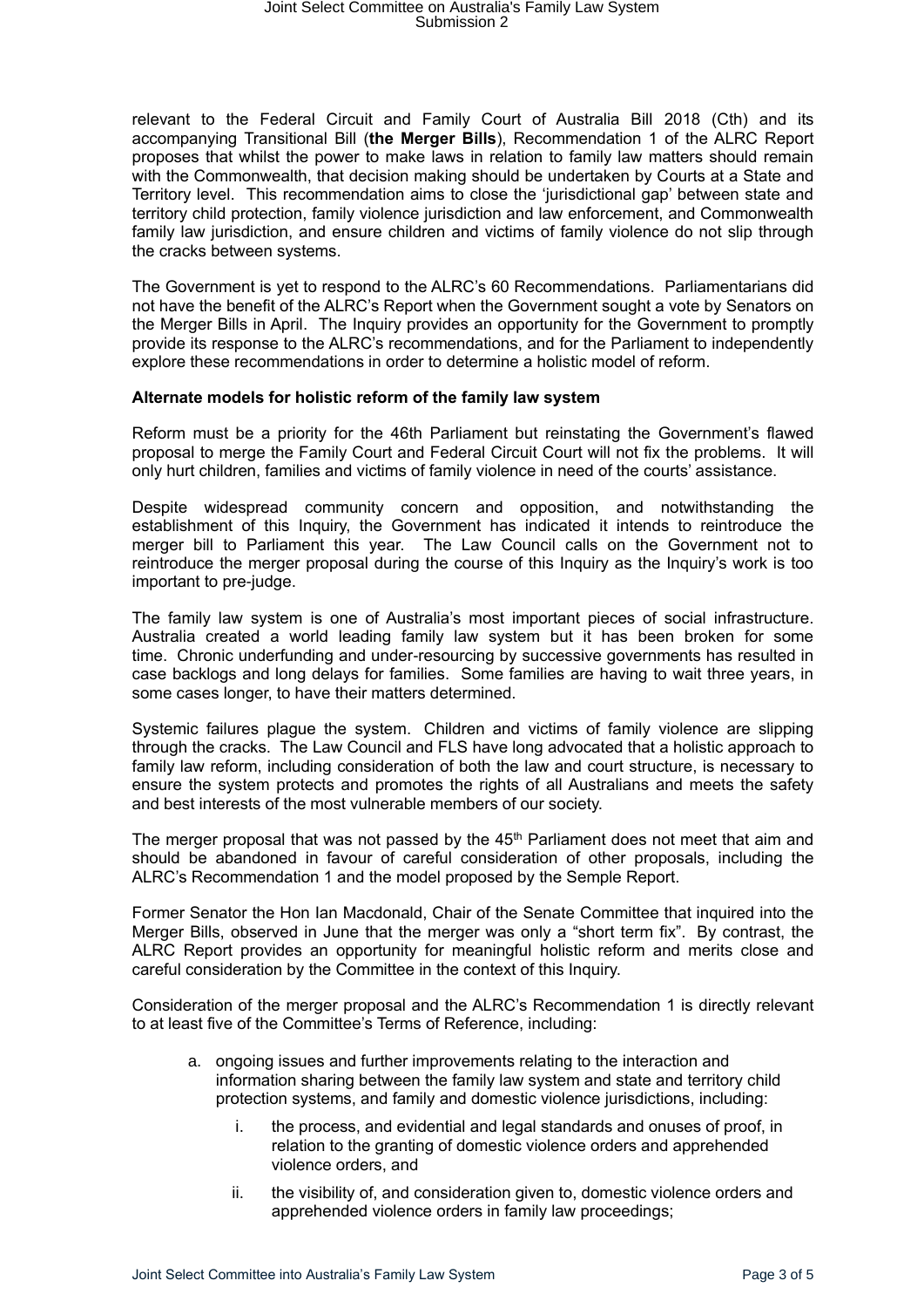relevant to the Federal Circuit and Family Court of Australia Bill 2018 (Cth) and its accompanying Transitional Bill (**the Merger Bills**), Recommendation 1 of the ALRC Report proposes that whilst the power to make laws in relation to family law matters should remain with the Commonwealth, that decision making should be undertaken by Courts at a State and Territory level. This recommendation aims to close the 'jurisdictional gap' between state and territory child protection, family violence jurisdiction and law enforcement, and Commonwealth family law jurisdiction, and ensure children and victims of family violence do not slip through the cracks between systems.

The Government is yet to respond to the ALRC's 60 Recommendations. Parliamentarians did not have the benefit of the ALRC's Report when the Government sought a vote by Senators on the Merger Bills in April. The Inquiry provides an opportunity for the Government to promptly provide its response to the ALRC's recommendations, and for the Parliament to independently explore these recommendations in order to determine a holistic model of reform.

**Alternate models for holistic reform of the family law system**

Reform must be a priority for the 46th Parliament but reinstating the Government's flawed proposal to merge the Family Court and Federal Circuit Court will not fix the problems. It will only hurt children, families and victims of family violence in need of the courts' assistance.

Despite widespread community concern and opposition, and notwithstanding the establishment of this Inquiry, the Government has indicated it intends to reintroduce the merger bill to Parliament this year. The Law Council calls on the Government not to reintroduce the merger proposal during the course of this Inquiry as the Inquiry's work is too important to pre-judge.

The family law system is one of Australia's most important pieces of social infrastructure. Australia created a world leading family law system but it has been broken for some time. Chronic underfunding and under-resourcing by successive governments has resulted in case backlogs and long delays for families. Some families are having to wait three years, in some cases longer, to have their matters determined.

Systemic failures plague the system. Children and victims of family violence are slipping through the cracks. The Law Council and FLS have long advocated that a holistic approach to family law reform, including consideration of both the law and court structure, is necessary to ensure the system protects and promotes the rights of all Australians and meets the safety and best interests of the most vulnerable members of our society.

The merger proposal that was not passed by the 45th Parliament does not meet that aim and should be abandoned in favour of careful consideration of other proposals, including the ALRC's Recommendation 1 and the model proposed by the Semple Report.

Former Senator the Hon Ian Macdonald, Chair of the Senate Committee that inquired into the Merger Bills, observed in June that the merger was only a "short term fix". By contrast, the ALRC Report provides an opportunity for meaningful holistic reform and merits close and careful consideration by the Committee in the context of this Inquiry.

Consideration of the merger proposal and the ALRC's Recommendation 1 is directly relevant to at least five of the Committee's Terms of Reference, including:

a. ongoing issues and further improvements relating to the interaction and information sharing between the family law system and state and territory child protection systems, and family and domestic violence jurisdictions, including:

    i. the process, and evidential and legal standards and onuses of proof, in relation to the granting of domestic violence orders and apprehended violence orders, and

    ii. the visibility of, and consideration given to, domestic violence orders and apprehended violence orders in family law proceedings;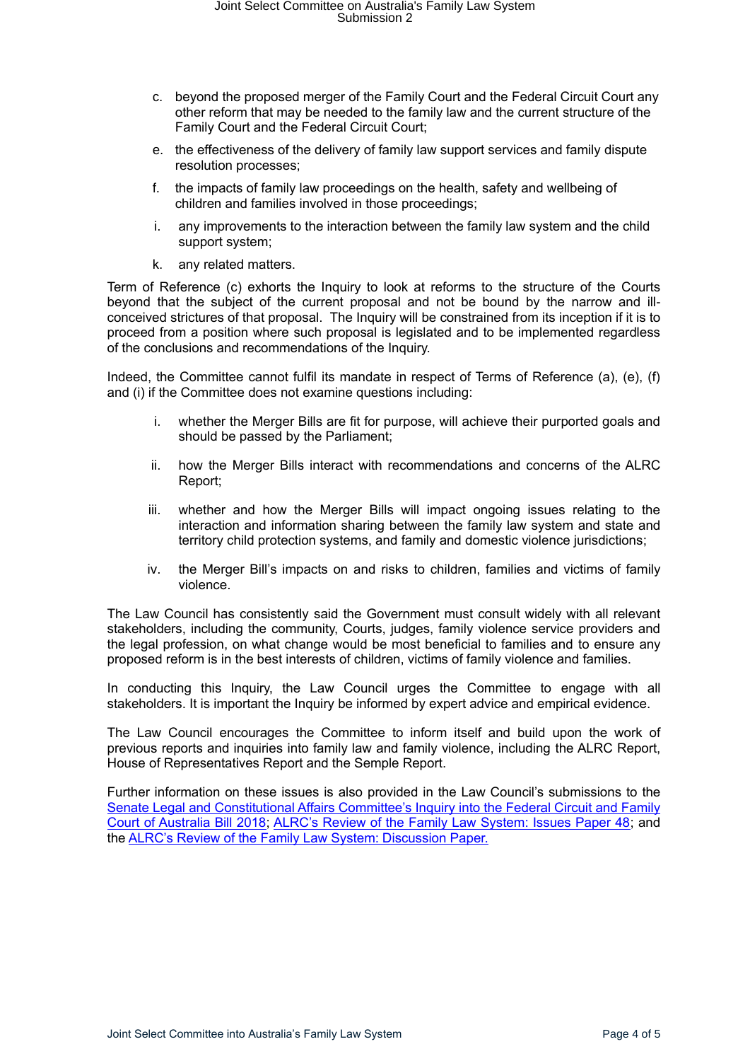c. beyond the proposed merger of the Family Court and the Federal Circuit Court any other reform that may be needed to the family law and the current structure of the Family Court and the Federal Circuit Court;

e. the effectiveness of the delivery of family law support services and family dispute resolution processes;

f. the impacts of family law proceedings on the health, safety and wellbeing of children and families involved in those proceedings;

i. any improvements to the interaction between the family law system and the child support system;

k. any related matters.

Term of Reference (c) exhorts the Inquiry to look at reforms to the structure of the Courts beyond that the subject of the current proposal and not be bound by the narrow and ill-conceived strictures of that proposal. The Inquiry will be constrained from its inception if it is to proceed from a position where such proposal is legislated and to be implemented regardless of the conclusions and recommendations of the Inquiry.

Indeed, the Committee cannot fulfil its mandate in respect of Terms of Reference (a), (e), (f) and (i) if the Committee does not examine questions including:

i. whether the Merger Bills are fit for purpose, will achieve their purported goals and should be passed by the Parliament;

ii. how the Merger Bills interact with recommendations and concerns of the ALRC Report;

iii. whether and how the Merger Bills will impact ongoing issues relating to the interaction and information sharing between the family law system and state and territory child protection systems, and family and domestic violence jurisdictions;

iv. the Merger Bill's impacts on and risks to children, families and victims of family violence.

The Law Council has consistently said the Government must consult widely with all relevant stakeholders, including the community, Courts, judges, family violence service providers and the legal profession, on what change would be most beneficial to families and to ensure any proposed reform is in the best interests of children, victims of family violence and families.

In conducting this Inquiry, the Law Council urges the Committee to engage with all stakeholders. It is important the Inquiry be informed by expert advice and empirical evidence.

The Law Council encourages the Committee to inform itself and build upon the work of previous reports and inquiries into family law and family violence, including the ALRC Report, House of Representatives Report and the Semple Report.

Further information on these issues is also provided in the Law Council's submissions to the Senate Legal and Constitutional Affairs Committee's Inquiry into the Federal Circuit and Family Court of Australia Bill 2018; ALRC's Review of the Family Law System: Issues Paper 48; and the ALRC's Review of the Family Law System: Discussion Paper.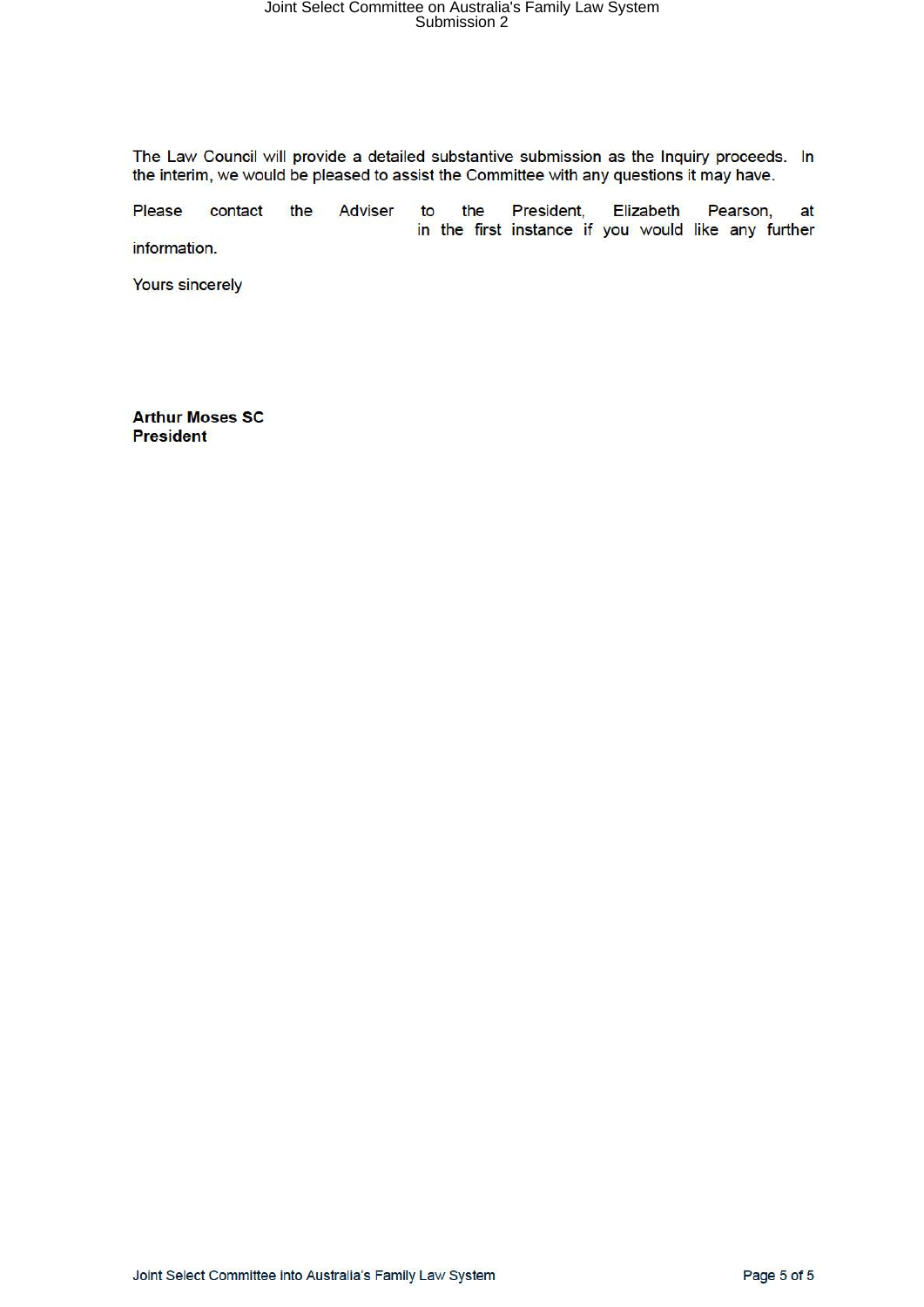The Law Council will provide a detailed substantive submission as the Inquiry proceeds. In the interim, we would be pleased to assist the Committee with any questions it may have.

Please contact the Adviser to the President, Elizabeth Pearson, at in the first instance if you would like any further information.

Yours sincerely

**Arthur Moses SC**
**President**